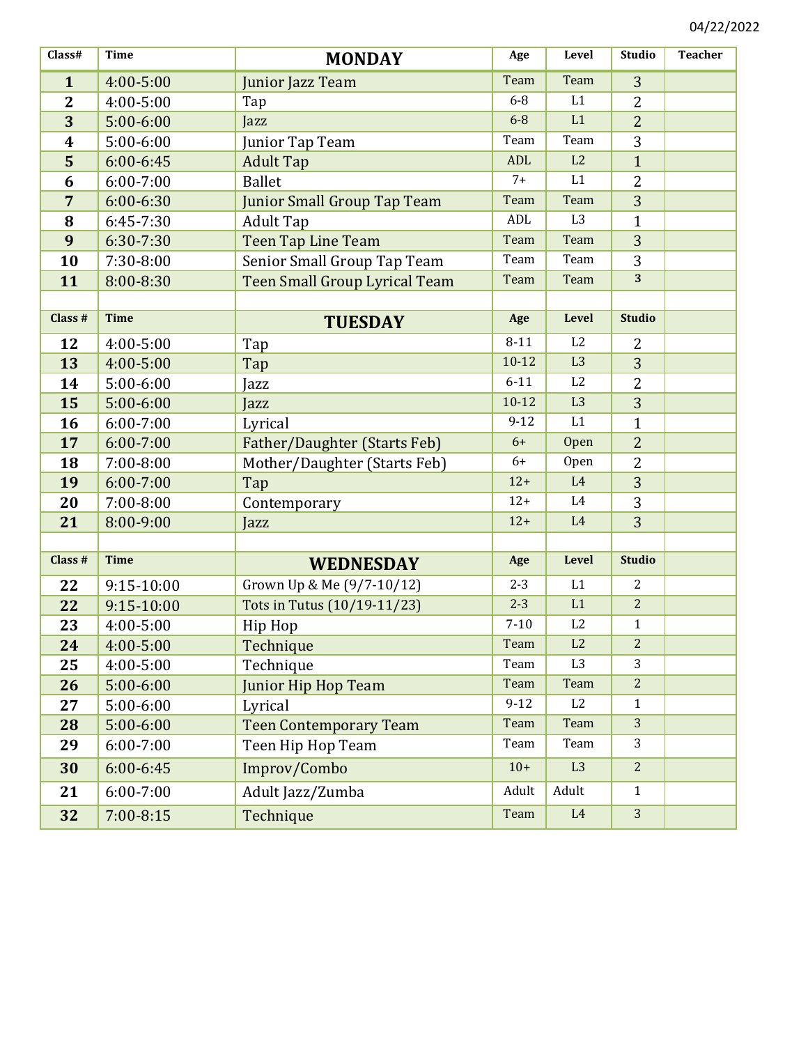04/22/2022

| Class# | Time | MONDAY | Age | Level | Studio | Teacher |
|---|---|---|---|---|---|---|
| **1** | 4:00-5:00 | Junior Jazz Team | Team | Team | 3 | |
| **2** | 4:00-5:00 | Tap | 6-8 | L1 | 2 | |
| **3** | 5:00-6:00 | Jazz | 6-8 | L1 | 2 | |
| **4** | 5:00-6:00 | Junior Tap Team | Team | Team | 3 | |
| **5** | 6:00-6:45 | Adult Tap | ADL | L2 | 1 | |
| **6** | 6:00-7:00 | Ballet | 7+ | L1 | 2 | |
| **7** | 6:00-6:30 | Junior Small Group Tap Team | Team | Team | 3 | |
| **8** | 6:45-7:30 | Adult Tap | ADL | L3 | 1 | |
| **9** | 6:30-7:30 | Teen Tap Line Team | Team | Team | 3 | |
| **10** | 7:30-8:00 | Senior Small Group Tap Team | Team | Team | 3 | |
| **11** | 8:00-8:30 | Teen Small Group Lyrical Team | Team | Team | 3 | |
| | | | | | | |
| **Class #** | **Time** | **TUESDAY** | **Age** | **Level** | **Studio** | |
| **12** | 4:00-5:00 | Tap | 8-11 | L2 | 2 | |
| **13** | 4:00-5:00 | Tap | 10-12 | L3 | 3 | |
| **14** | 5:00-6:00 | Jazz | 6-11 | L2 | 2 | |
| **15** | 5:00-6:00 | Jazz | 10-12 | L3 | 3 | |
| **16** | 6:00-7:00 | Lyrical | 9-12 | L1 | 1 | |
| **17** | 6:00-7:00 | Father/Daughter (Starts Feb) | 6+ | Open | 2 | |
| **18** | 7:00-8:00 | Mother/Daughter (Starts Feb) | 6+ | Open | 2 | |
| **19** | 6:00-7:00 | Tap | 12+ | L4 | 3 | |
| **20** | 7:00-8:00 | Contemporary | 12+ | L4 | 3 | |
| **21** | 8:00-9:00 | Jazz | 12+ | L4 | 3 | |
| | | | | | | |
| **Class #** | **Time** | **WEDNESDAY** | **Age** | **Level** | **Studio** | |
| **22** | 9:15-10:00 | Grown Up & Me (9/7-10/12) | 2-3 | L1 | 2 | |
| **22** | 9:15-10:00 | Tots in Tutus (10/19-11/23) | 2-3 | L1 | 2 | |
| **23** | 4:00-5:00 | Hip Hop | 7-10 | L2 | 1 | |
| **24** | 4:00-5:00 | Technique | Team | L2 | 2 | |
| **25** | 4:00-5:00 | Technique | Team | L3 | 3 | |
| **26** | 5:00-6:00 | Junior Hip Hop Team | Team | Team | 2 | |
| **27** | 5:00-6:00 | Lyrical | 9-12 | L2 | 1 | |
| **28** | 5:00-6:00 | Teen Contemporary Team | Team | Team | 3 | |
| **29** | 6:00-7:00 | Teen Hip Hop Team | Team | Team | 3 | |
| **30** | 6:00-6:45 | Improv/Combo | 10+ | L3 | 2 | |
| **21** | 6:00-7:00 | Adult Jazz/Zumba | Adult | Adult | 1 | |
| **32** | 7:00-8:15 | Technique | Team | L4 | 3 | |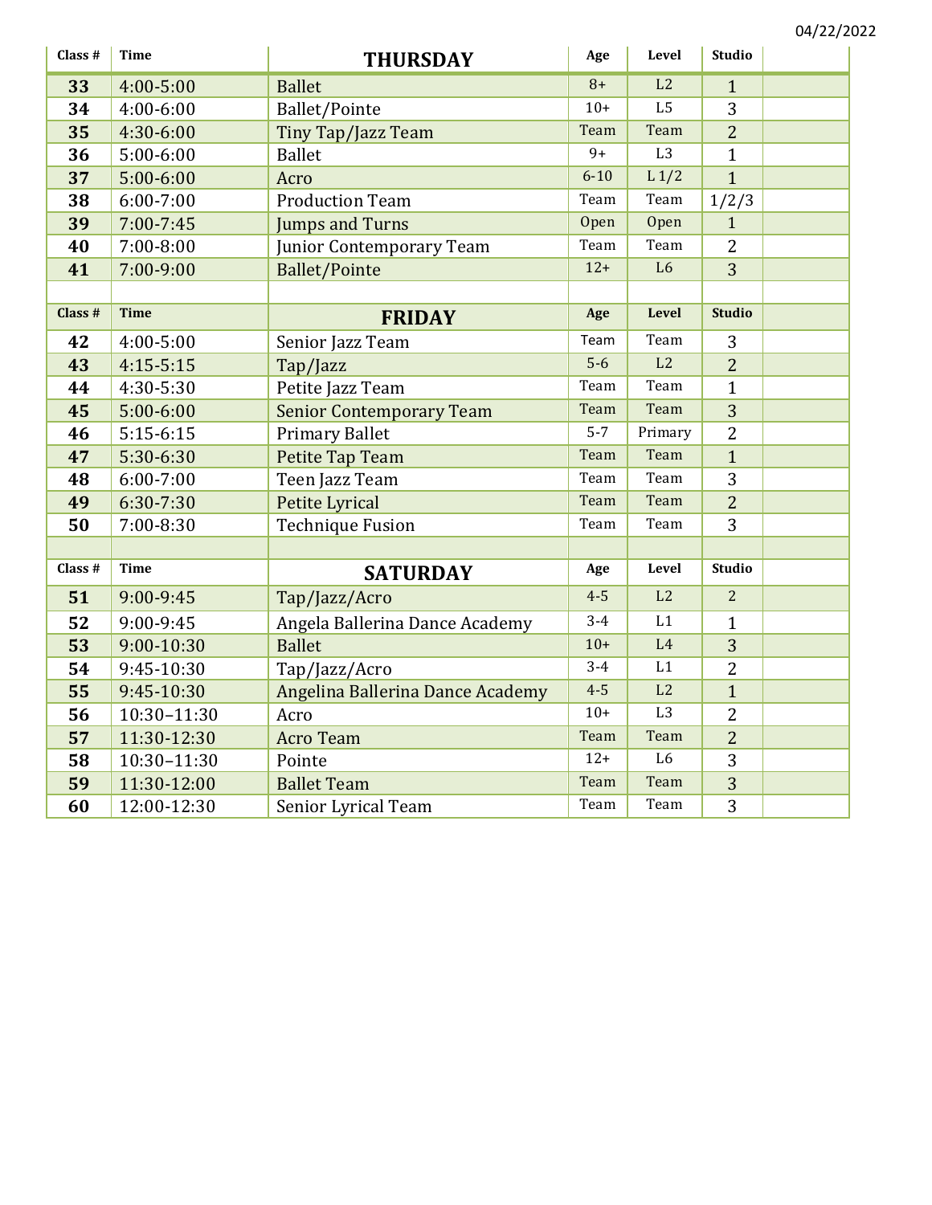04/22/2022

| Class # | Time | THURSDAY | Age | Level | Studio | |
|---|---|---|---|---|---|---|
| 33 | 4:00-5:00 | Ballet | 8+ | L2 | 1 | |
| 34 | 4:00-6:00 | Ballet/Pointe | 10+ | L5 | 3 | |
| 35 | 4:30-6:00 | Tiny Tap/Jazz Team | Team | Team | 2 | |
| 36 | 5:00-6:00 | Ballet | 9+ | L3 | 1 | |
| 37 | 5:00-6:00 | Acro | 6-10 | L 1/2 | 1 | |
| 38 | 6:00-7:00 | Production Team | Team | Team | 1/2/3 | |
| 39 | 7:00-7:45 | Jumps and Turns | Open | Open | 1 | |
| 40 | 7:00-8:00 | Junior Contemporary Team | Team | Team | 2 | |
| 41 | 7:00-9:00 | Ballet/Pointe | 12+ | L6 | 3 | |
| | | | | | | |
| **Class #** | **Time** | **FRIDAY** | **Age** | **Level** | **Studio** | |
| 42 | 4:00-5:00 | Senior Jazz Team | Team | Team | 3 | |
| 43 | 4:15-5:15 | Tap/Jazz | 5-6 | L2 | 2 | |
| 44 | 4:30-5:30 | Petite Jazz Team | Team | Team | 1 | |
| 45 | 5:00-6:00 | Senior Contemporary Team | Team | Team | 3 | |
| 46 | 5:15-6:15 | Primary Ballet | 5-7 | Primary | 2 | |
| 47 | 5:30-6:30 | Petite Tap Team | Team | Team | 1 | |
| 48 | 6:00-7:00 | Teen Jazz Team | Team | Team | 3 | |
| 49 | 6:30-7:30 | Petite Lyrical | Team | Team | 2 | |
| 50 | 7:00-8:30 | Technique Fusion | Team | Team | 3 | |
| | | | | | | |
| **Class #** | **Time** | **SATURDAY** | **Age** | **Level** | **Studio** | |
| 51 | 9:00-9:45 | Tap/Jazz/Acro | 4-5 | L2 | 2 | |
| 52 | 9:00-9:45 | Angela Ballerina Dance Academy | 3-4 | L1 | 1 | |
| 53 | 9:00-10:30 | Ballet | 10+ | L4 | 3 | |
| 54 | 9:45-10:30 | Tap/Jazz/Acro | 3-4 | L1 | 2 | |
| 55 | 9:45-10:30 | Angelina Ballerina Dance Academy | 4-5 | L2 | 1 | |
| 56 | 10:30–11:30 | Acro | 10+ | L3 | 2 | |
| 57 | 11:30-12:30 | Acro Team | Team | Team | 2 | |
| 58 | 10:30–11:30 | Pointe | 12+ | L6 | 3 | |
| 59 | 11:30-12:00 | Ballet Team | Team | Team | 3 | |
| 60 | 12:00-12:30 | Senior Lyrical Team | Team | Team | 3 | |